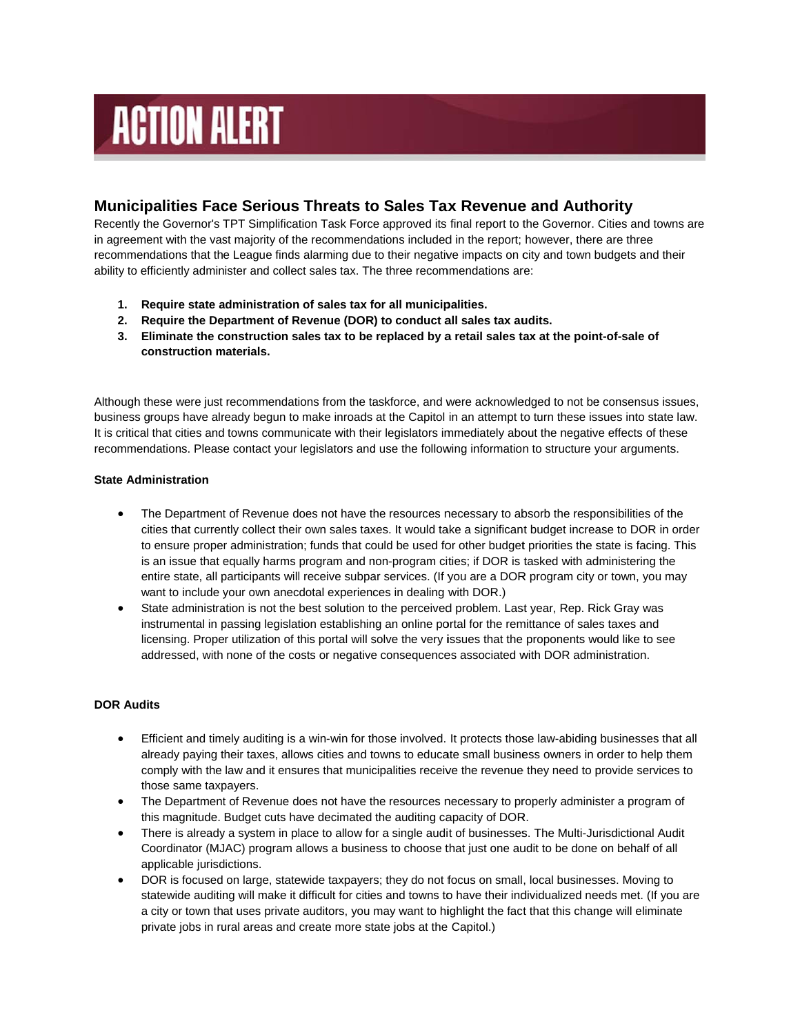# ACTION ALERT

## Municipalities Face Serious Threats to Sales Tax Revenue and Authority

Recently the Governor's TPT Simplification Task Force approved its final report to the Governor. Cities and towns are in agreement with the vast majority of the recommendations included in the report; however, there are three recommendations that the League finds alarming due to their negative impacts on city and town budgets and their ability to efficiently administer and collect sales tax. The three recommendations are:

1. **Require state administration of sales tax for all municipalities.**
2. **Require the Department of Revenue (DOR) to conduct all sales tax audits.**
3. **Eliminate the construction sales tax to be replaced by a retail sales tax at the point-of-sale of construction materials.**

Although these were just recommendations from the taskforce, and were acknowledged to not be consensus issues, business groups have already begun to make inroads at the Capitol in an attempt to turn these issues into state law. It is critical that cities and towns communicate with their legislators immediately about the negative effects of these recommendations. Please contact your legislators and use the following information to structure your arguments.

**State Administration**

- The Department of Revenue does not have the resources necessary to absorb the responsibilities of the cities that currently collect their own sales taxes. It would take a significant budget increase to DOR in order to ensure proper administration; funds that could be used for other budget priorities the state is facing. This is an issue that equally harms program and non-program cities; if DOR is tasked with administering the entire state, all participants will receive subpar services. (If you are a DOR program city or town, you may want to include your own anecdotal experiences in dealing with DOR.)
- State administration is not the best solution to the perceived problem. Last year, Rep. Rick Gray was instrumental in passing legislation establishing an online portal for the remittance of sales taxes and licensing. Proper utilization of this portal will solve the very issues that the proponents would like to see addressed, with none of the costs or negative consequences associated with DOR administration.

**DOR Audits**

- Efficient and timely auditing is a win-win for those involved. It protects those law-abiding businesses that all already paying their taxes, allows cities and towns to educate small business owners in order to help them comply with the law and it ensures that municipalities receive the revenue they need to provide services to those same taxpayers.
- The Department of Revenue does not have the resources necessary to properly administer a program of this magnitude. Budget cuts have decimated the auditing capacity of DOR.
- There is already a system in place to allow for a single audit of businesses. The Multi-Jurisdictional Audit Coordinator (MJAC) program allows a business to choose that just one audit to be done on behalf of all applicable jurisdictions.
- DOR is focused on large, statewide taxpayers; they do not focus on small, local businesses. Moving to statewide auditing will make it difficult for cities and towns to have their individualized needs met. (If you are a city or town that uses private auditors, you may want to highlight the fact that this change will eliminate private jobs in rural areas and create more state jobs at the Capitol.)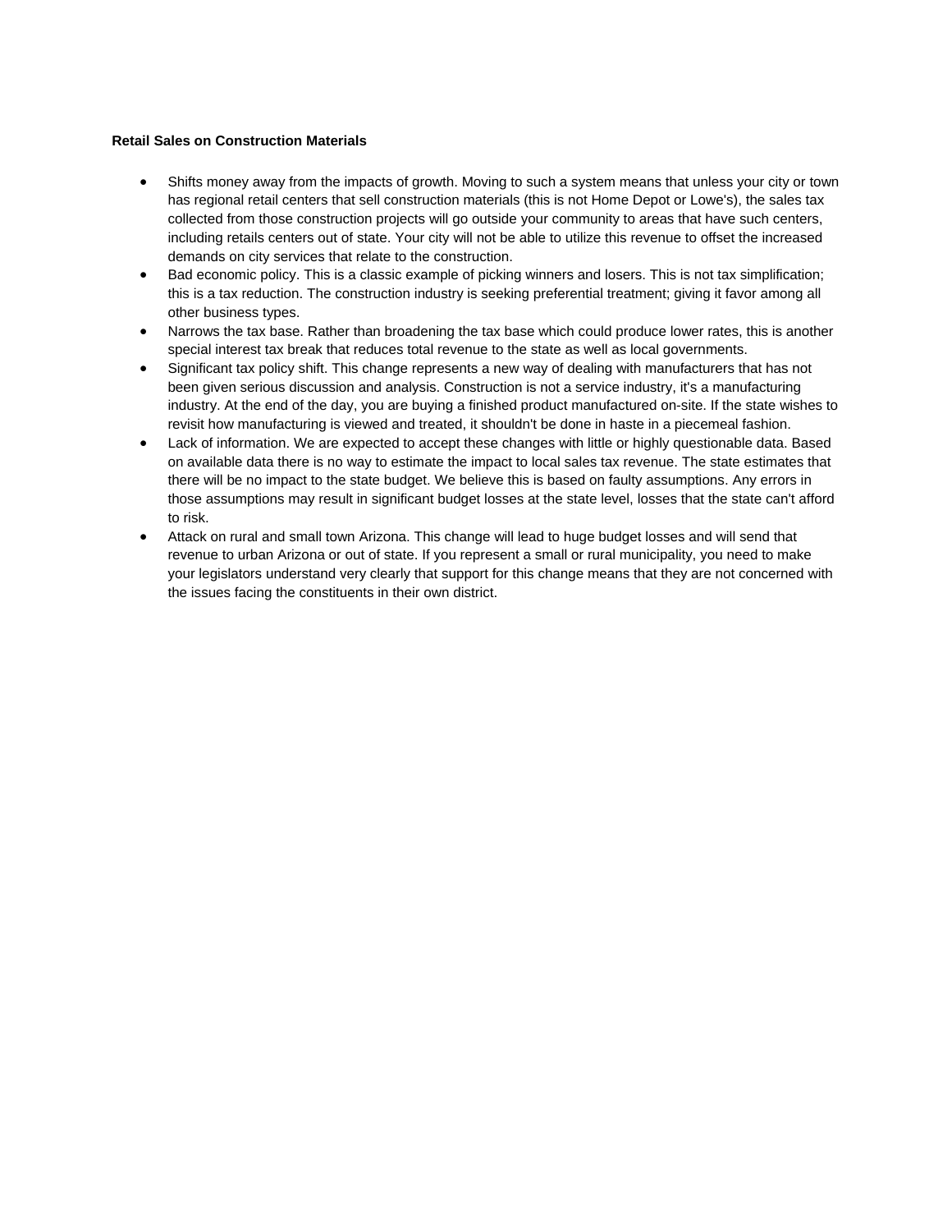**Retail Sales on Construction Materials**

- Shifts money away from the impacts of growth. Moving to such a system means that unless your city or town has regional retail centers that sell construction materials (this is not Home Depot or Lowe's), the sales tax collected from those construction projects will go outside your community to areas that have such centers, including retails centers out of state. Your city will not be able to utilize this revenue to offset the increased demands on city services that relate to the construction.
- Bad economic policy. This is a classic example of picking winners and losers. This is not tax simplification; this is a tax reduction. The construction industry is seeking preferential treatment; giving it favor among all other business types.
- Narrows the tax base. Rather than broadening the tax base which could produce lower rates, this is another special interest tax break that reduces total revenue to the state as well as local governments.
- Significant tax policy shift. This change represents a new way of dealing with manufacturers that has not been given serious discussion and analysis. Construction is not a service industry, it's a manufacturing industry. At the end of the day, you are buying a finished product manufactured on-site. If the state wishes to revisit how manufacturing is viewed and treated, it shouldn't be done in haste in a piecemeal fashion.
- Lack of information. We are expected to accept these changes with little or highly questionable data. Based on available data there is no way to estimate the impact to local sales tax revenue. The state estimates that there will be no impact to the state budget. We believe this is based on faulty assumptions. Any errors in those assumptions may result in significant budget losses at the state level, losses that the state can't afford to risk.
- Attack on rural and small town Arizona. This change will lead to huge budget losses and will send that revenue to urban Arizona or out of state. If you represent a small or rural municipality, you need to make your legislators understand very clearly that support for this change means that they are not concerned with the issues facing the constituents in their own district.